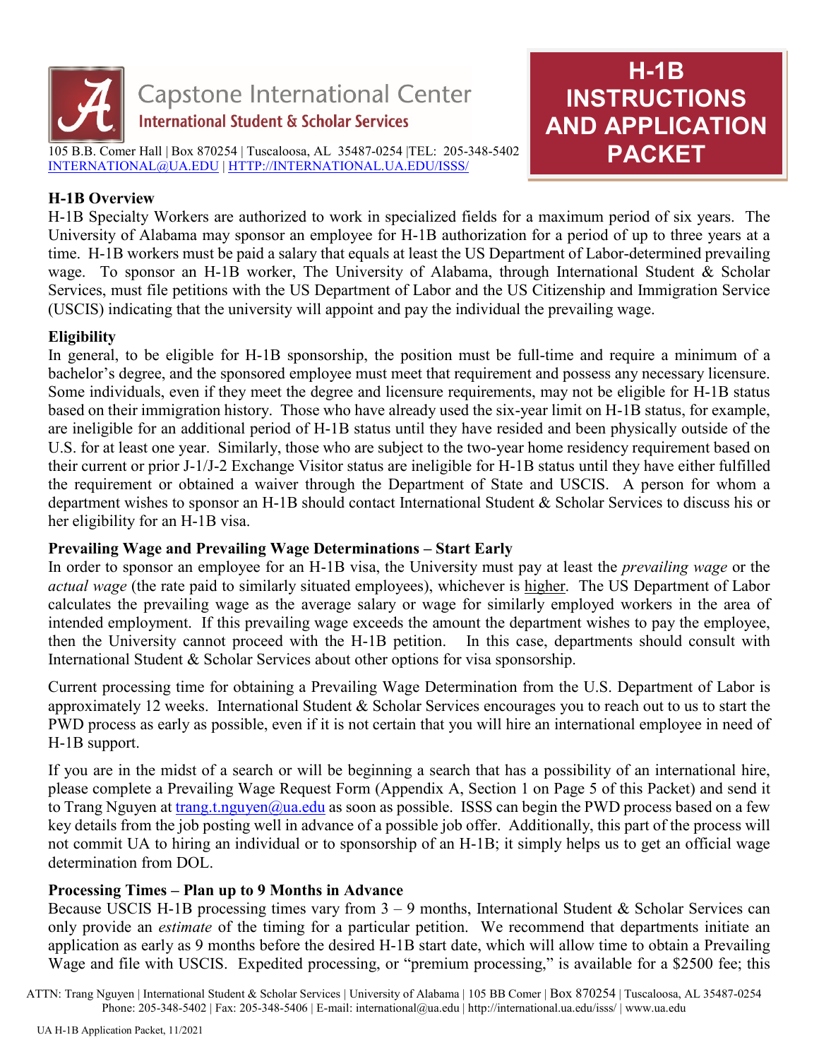# H-1B INSTRUCTIONS AND APPLICATION PACKET

**Capstone International Center**
**International Student & Scholar Services**

105 B.B. Comer Hall | Box 870254 | Tuscaloosa, AL 35487-0254 |TEL: 205-348-5402
INTERNATIONAL@UA.EDU | HTTP://INTERNATIONAL.UA.EDU/ISSS/

## H-1B Overview

H-1B Specialty Workers are authorized to work in specialized fields for a maximum period of six years. The University of Alabama may sponsor an employee for H-1B authorization for a period of up to three years at a time. H-1B workers must be paid a salary that equals at least the US Department of Labor-determined prevailing wage. To sponsor an H-1B worker, The University of Alabama, through International Student & Scholar Services, must file petitions with the US Department of Labor and the US Citizenship and Immigration Service (USCIS) indicating that the university will appoint and pay the individual the prevailing wage.

## Eligibility

In general, to be eligible for H-1B sponsorship, the position must be full-time and require a minimum of a bachelor's degree, and the sponsored employee must meet that requirement and possess any necessary licensure. Some individuals, even if they meet the degree and licensure requirements, may not be eligible for H-1B status based on their immigration history. Those who have already used the six-year limit on H-1B status, for example, are ineligible for an additional period of H-1B status until they have resided and been physically outside of the U.S. for at least one year. Similarly, those who are subject to the two-year home residency requirement based on their current or prior J-1/J-2 Exchange Visitor status are ineligible for H-1B status until they have either fulfilled the requirement or obtained a waiver through the Department of State and USCIS. A person for whom a department wishes to sponsor an H-1B should contact International Student & Scholar Services to discuss his or her eligibility for an H-1B visa.

## Prevailing Wage and Prevailing Wage Determinations – Start Early

In order to sponsor an employee for an H-1B visa, the University must pay at least the *prevailing wage* or the *actual wage* (the rate paid to similarly situated employees), whichever is higher. The US Department of Labor calculates the prevailing wage as the average salary or wage for similarly employed workers in the area of intended employment. If this prevailing wage exceeds the amount the department wishes to pay the employee, then the University cannot proceed with the H-1B petition. In this case, departments should consult with International Student & Scholar Services about other options for visa sponsorship.

Current processing time for obtaining a Prevailing Wage Determination from the U.S. Department of Labor is approximately 12 weeks. International Student & Scholar Services encourages you to reach out to us to start the PWD process as early as possible, even if it is not certain that you will hire an international employee in need of H-1B support.

If you are in the midst of a search or will be beginning a search that has a possibility of an international hire, please complete a Prevailing Wage Request Form (Appendix A, Section 1 on Page 5 of this Packet) and send it to Trang Nguyen at trang.t.nguyen@ua.edu as soon as possible. ISSS can begin the PWD process based on a few key details from the job posting well in advance of a possible job offer. Additionally, this part of the process will not commit UA to hiring an individual or to sponsorship of an H-1B; it simply helps us to get an official wage determination from DOL.

## Processing Times – Plan up to 9 Months in Advance

Because USCIS H-1B processing times vary from 3 – 9 months, International Student & Scholar Services can only provide an *estimate* of the timing for a particular petition. We recommend that departments initiate an application as early as 9 months before the desired H-1B start date, which will allow time to obtain a Prevailing Wage and file with USCIS. Expedited processing, or "premium processing," is available for a $2500 fee; this

ATTN: Trang Nguyen | International Student & Scholar Services | University of Alabama | 105 BB Comer | Box 870254 | Tuscaloosa, AL 35487-0254
Phone: 205-348-5402 | Fax: 205-348-5406 | E-mail: international@ua.edu | http://international.ua.edu/isss/ | www.ua.edu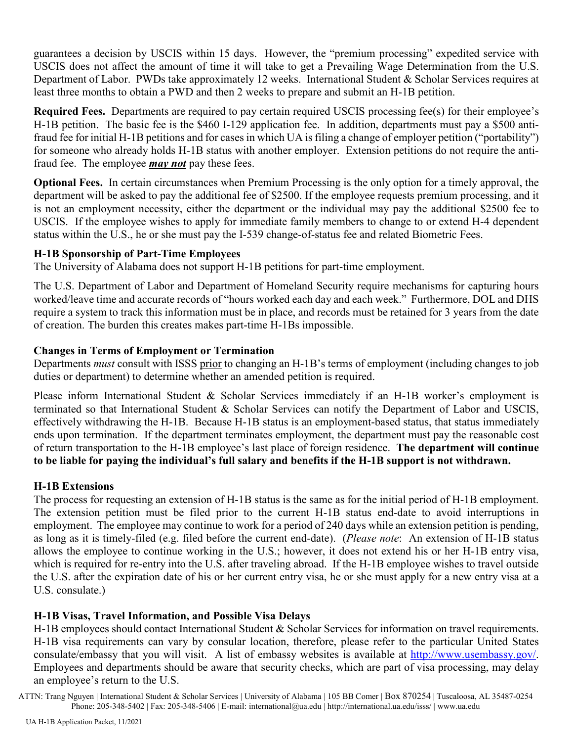guarantees a decision by USCIS within 15 days. However, the "premium processing" expedited service with USCIS does not affect the amount of time it will take to get a Prevailing Wage Determination from the U.S. Department of Labor. PWDs take approximately 12 weeks. International Student & Scholar Services requires at least three months to obtain a PWD and then 2 weeks to prepare and submit an H-1B petition.

**Required Fees.** Departments are required to pay certain required USCIS processing fee(s) for their employee's H-1B petition. The basic fee is the $460 I-129 application fee. In addition, departments must pay a $500 anti-fraud fee for initial H-1B petitions and for cases in which UA is filing a change of employer petition ("portability") for someone who already holds H-1B status with another employer. Extension petitions do not require the anti-fraud fee. The employee ***may not*** pay these fees.

**Optional Fees.** In certain circumstances when Premium Processing is the only option for a timely approval, the department will be asked to pay the additional fee of $2500. If the employee requests premium processing, and it is not an employment necessity, either the department or the individual may pay the additional $2500 fee to USCIS. If the employee wishes to apply for immediate family members to change to or extend H-4 dependent status within the U.S., he or she must pay the I-539 change-of-status fee and related Biometric Fees.

### H-1B Sponsorship of Part-Time Employees

The University of Alabama does not support H-1B petitions for part-time employment.

The U.S. Department of Labor and Department of Homeland Security require mechanisms for capturing hours worked/leave time and accurate records of "hours worked each day and each week." Furthermore, DOL and DHS require a system to track this information must be in place, and records must be retained for 3 years from the date of creation. The burden this creates makes part-time H-1Bs impossible.

### Changes in Terms of Employment or Termination

Departments *must* consult with ISSS prior to changing an H-1B's terms of employment (including changes to job duties or department) to determine whether an amended petition is required.

Please inform International Student & Scholar Services immediately if an H-1B worker's employment is terminated so that International Student & Scholar Services can notify the Department of Labor and USCIS, effectively withdrawing the H-1B. Because H-1B status is an employment-based status, that status immediately ends upon termination. If the department terminates employment, the department must pay the reasonable cost of return transportation to the H-1B employee's last place of foreign residence. **The department will continue to be liable for paying the individual's full salary and benefits if the H-1B support is not withdrawn.**

### H-1B Extensions

The process for requesting an extension of H-1B status is the same as for the initial period of H-1B employment. The extension petition must be filed prior to the current H-1B status end-date to avoid interruptions in employment. The employee may continue to work for a period of 240 days while an extension petition is pending, as long as it is timely-filed (e.g. filed before the current end-date). (*Please note*: An extension of H-1B status allows the employee to continue working in the U.S.; however, it does not extend his or her H-1B entry visa, which is required for re-entry into the U.S. after traveling abroad. If the H-1B employee wishes to travel outside the U.S. after the expiration date of his or her current entry visa, he or she must apply for a new entry visa at a U.S. consulate.)

### H-1B Visas, Travel Information, and Possible Visa Delays

H-1B employees should contact International Student & Scholar Services for information on travel requirements. H-1B visa requirements can vary by consular location, therefore, please refer to the particular United States consulate/embassy that you will visit. A list of embassy websites is available at http://www.usembassy.gov/. Employees and departments should be aware that security checks, which are part of visa processing, may delay an employee's return to the U.S.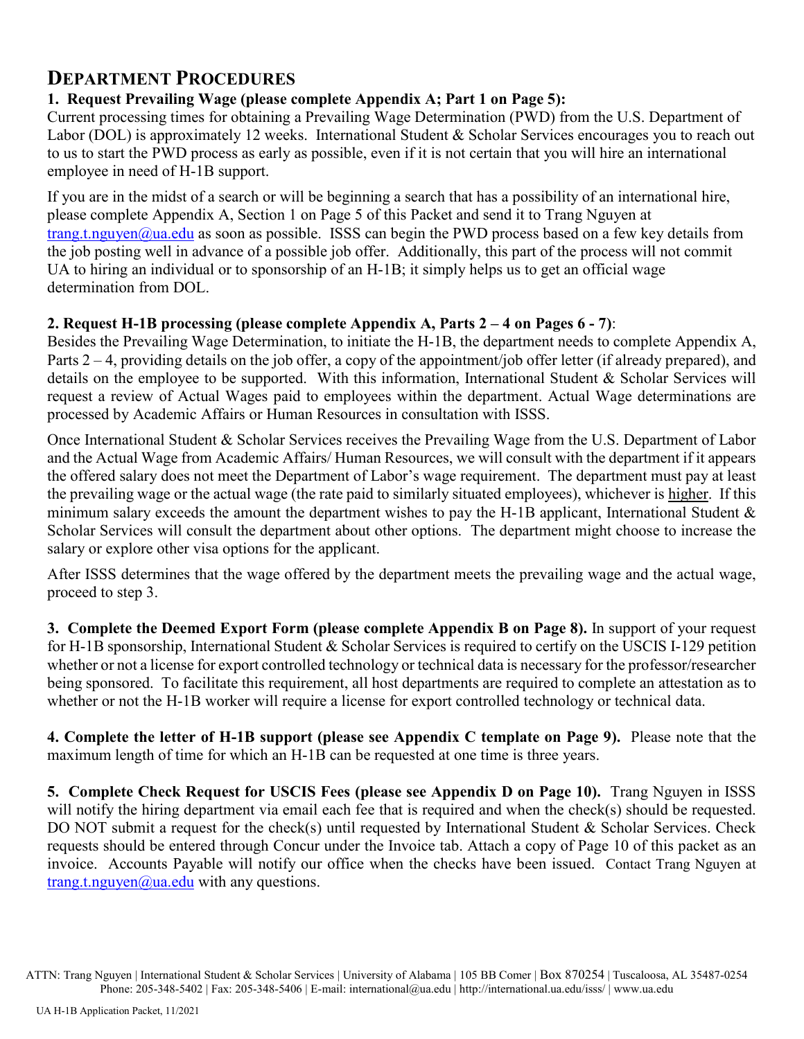# Department Procedures

**1. Request Prevailing Wage (please complete Appendix A; Part 1 on Page 5):**

Current processing times for obtaining a Prevailing Wage Determination (PWD) from the U.S. Department of Labor (DOL) is approximately 12 weeks. International Student & Scholar Services encourages you to reach out to us to start the PWD process as early as possible, even if it is not certain that you will hire an international employee in need of H-1B support.

If you are in the midst of a search or will be beginning a search that has a possibility of an international hire, please complete Appendix A, Section 1 on Page 5 of this Packet and send it to Trang Nguyen at trang.t.nguyen@ua.edu as soon as possible. ISSS can begin the PWD process based on a few key details from the job posting well in advance of a possible job offer. Additionally, this part of the process will not commit UA to hiring an individual or to sponsorship of an H-1B; it simply helps us to get an official wage determination from DOL.

**2. Request H-1B processing (please complete Appendix A, Parts 2 – 4 on Pages 6 - 7)**:

Besides the Prevailing Wage Determination, to initiate the H-1B, the department needs to complete Appendix A, Parts 2 – 4, providing details on the job offer, a copy of the appointment/job offer letter (if already prepared), and details on the employee to be supported. With this information, International Student & Scholar Services will request a review of Actual Wages paid to employees within the department. Actual Wage determinations are processed by Academic Affairs or Human Resources in consultation with ISSS.

Once International Student & Scholar Services receives the Prevailing Wage from the U.S. Department of Labor and the Actual Wage from Academic Affairs/ Human Resources, we will consult with the department if it appears the offered salary does not meet the Department of Labor's wage requirement. The department must pay at least the prevailing wage or the actual wage (the rate paid to similarly situated employees), whichever is higher. If this minimum salary exceeds the amount the department wishes to pay the H-1B applicant, International Student & Scholar Services will consult the department about other options. The department might choose to increase the salary or explore other visa options for the applicant.

After ISSS determines that the wage offered by the department meets the prevailing wage and the actual wage, proceed to step 3.

**3. Complete the Deemed Export Form (please complete Appendix B on Page 8).** In support of your request for H-1B sponsorship, International Student & Scholar Services is required to certify on the USCIS I-129 petition whether or not a license for export controlled technology or technical data is necessary for the professor/researcher being sponsored. To facilitate this requirement, all host departments are required to complete an attestation as to whether or not the H-1B worker will require a license for export controlled technology or technical data.

**4. Complete the letter of H-1B support (please see Appendix C template on Page 9).** Please note that the maximum length of time for which an H-1B can be requested at one time is three years.

**5. Complete Check Request for USCIS Fees (please see Appendix D on Page 10).** Trang Nguyen in ISSS will notify the hiring department via email each fee that is required and when the check(s) should be requested. DO NOT submit a request for the check(s) until requested by International Student & Scholar Services. Check requests should be entered through Concur under the Invoice tab. Attach a copy of Page 10 of this packet as an invoice. Accounts Payable will notify our office when the checks have been issued. Contact Trang Nguyen at trang.t.nguyen@ua.edu with any questions.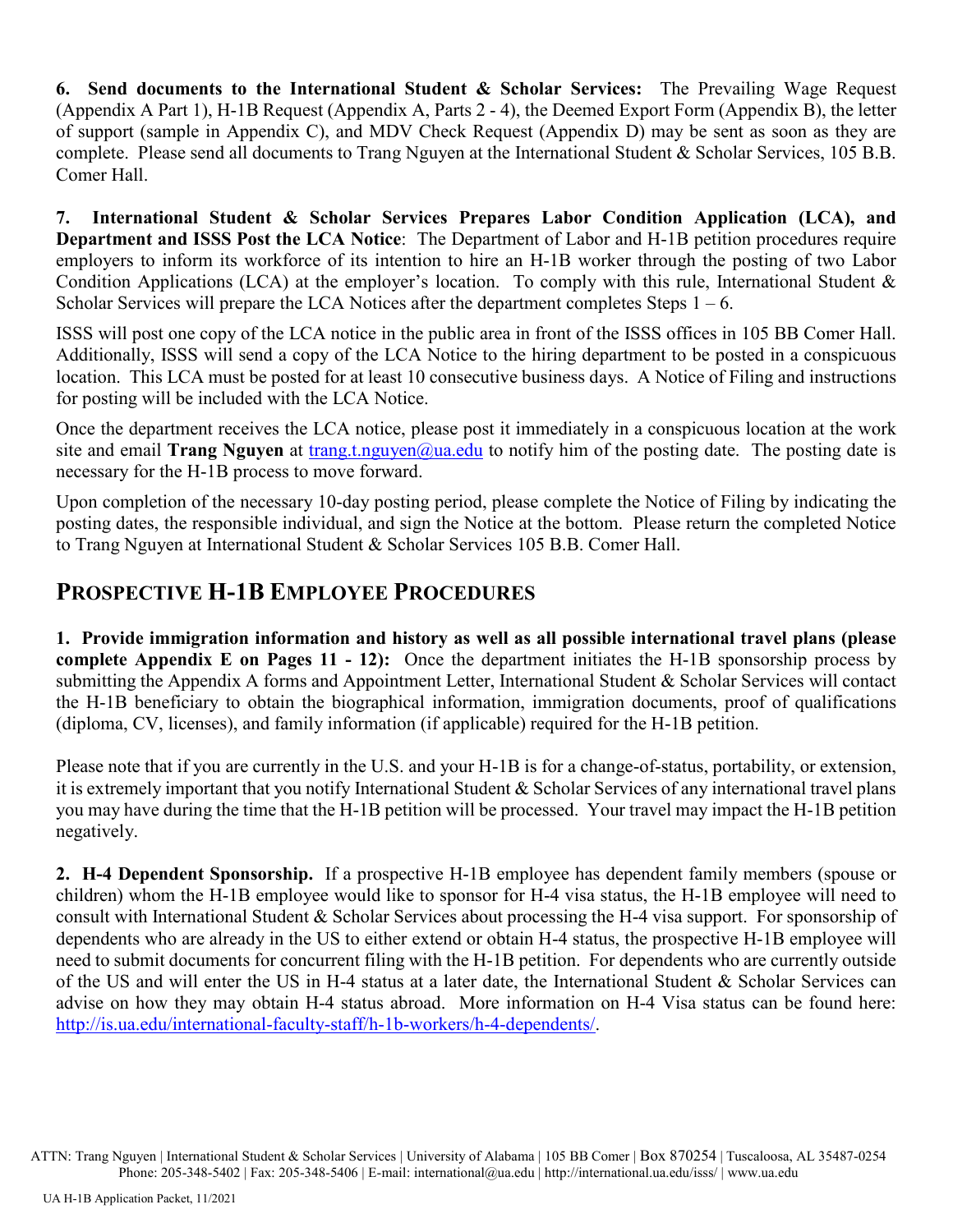**6. Send documents to the International Student & Scholar Services:** The Prevailing Wage Request (Appendix A Part 1), H-1B Request (Appendix A, Parts 2 - 4), the Deemed Export Form (Appendix B), the letter of support (sample in Appendix C), and MDV Check Request (Appendix D) may be sent as soon as they are complete. Please send all documents to Trang Nguyen at the International Student & Scholar Services, 105 B.B. Comer Hall.

**7. International Student & Scholar Services Prepares Labor Condition Application (LCA), and Department and ISSS Post the LCA Notice**: The Department of Labor and H-1B petition procedures require employers to inform its workforce of its intention to hire an H-1B worker through the posting of two Labor Condition Applications (LCA) at the employer's location. To comply with this rule, International Student & Scholar Services will prepare the LCA Notices after the department completes Steps 1 – 6.

ISSS will post one copy of the LCA notice in the public area in front of the ISSS offices in 105 BB Comer Hall. Additionally, ISSS will send a copy of the LCA Notice to the hiring department to be posted in a conspicuous location. This LCA must be posted for at least 10 consecutive business days. A Notice of Filing and instructions for posting will be included with the LCA Notice.

Once the department receives the LCA notice, please post it immediately in a conspicuous location at the work site and email **Trang Nguyen** at trang.t.nguyen@ua.edu to notify him of the posting date. The posting date is necessary for the H-1B process to move forward.

Upon completion of the necessary 10-day posting period, please complete the Notice of Filing by indicating the posting dates, the responsible individual, and sign the Notice at the bottom. Please return the completed Notice to Trang Nguyen at International Student & Scholar Services 105 B.B. Comer Hall.

## PROSPECTIVE H-1B EMPLOYEE PROCEDURES

**1. Provide immigration information and history as well as all possible international travel plans (please complete Appendix E on Pages 11 - 12):** Once the department initiates the H-1B sponsorship process by submitting the Appendix A forms and Appointment Letter, International Student & Scholar Services will contact the H-1B beneficiary to obtain the biographical information, immigration documents, proof of qualifications (diploma, CV, licenses), and family information (if applicable) required for the H-1B petition.

Please note that if you are currently in the U.S. and your H-1B is for a change-of-status, portability, or extension, it is extremely important that you notify International Student & Scholar Services of any international travel plans you may have during the time that the H-1B petition will be processed. Your travel may impact the H-1B petition negatively.

**2. H-4 Dependent Sponsorship.** If a prospective H-1B employee has dependent family members (spouse or children) whom the H-1B employee would like to sponsor for H-4 visa status, the H-1B employee will need to consult with International Student & Scholar Services about processing the H-4 visa support. For sponsorship of dependents who are already in the US to either extend or obtain H-4 status, the prospective H-1B employee will need to submit documents for concurrent filing with the H-1B petition. For dependents who are currently outside of the US and will enter the US in H-4 status at a later date, the International Student & Scholar Services can advise on how they may obtain H-4 status abroad. More information on H-4 Visa status can be found here: http://is.ua.edu/international-faculty-staff/h-1b-workers/h-4-dependents/.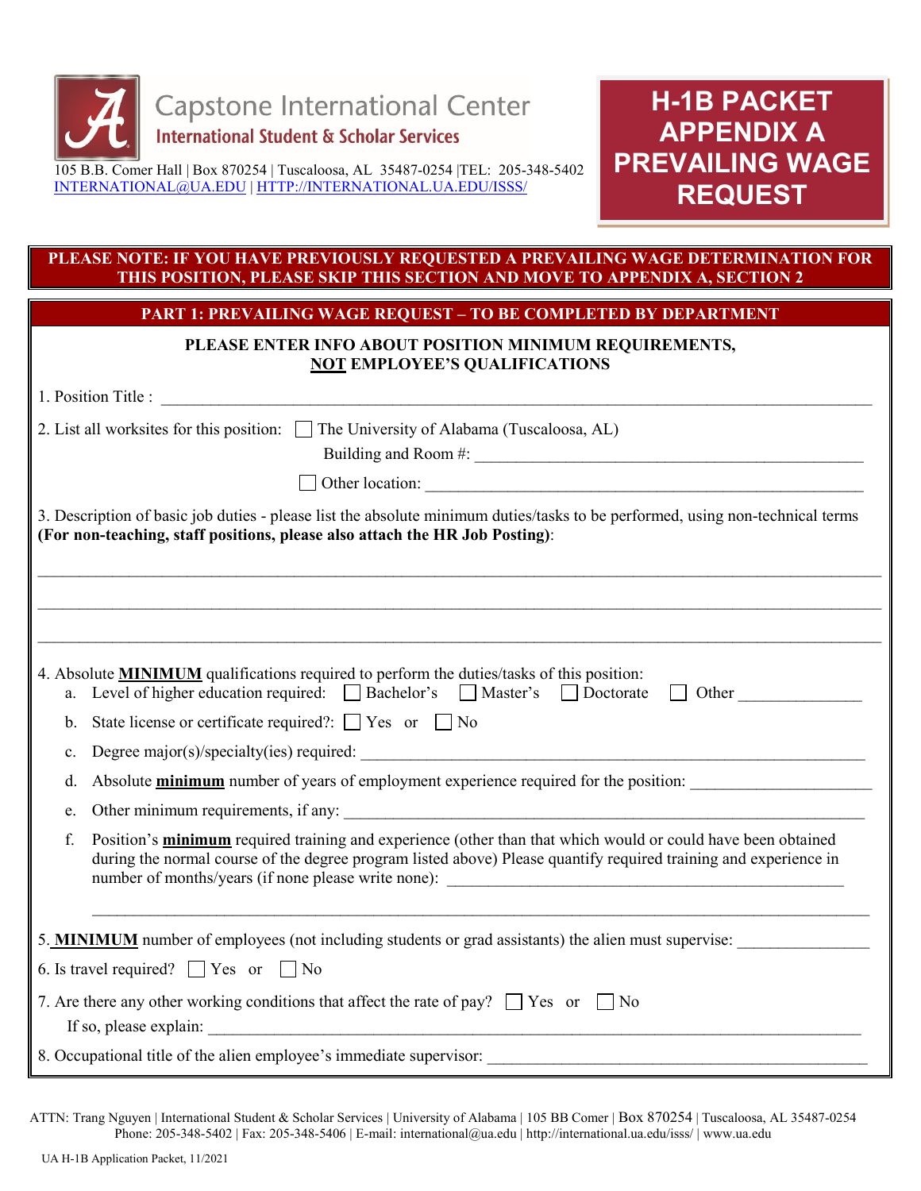Capstone International Center
International Student & Scholar Services

105 B.B. Comer Hall | Box 870254 | Tuscaloosa, AL 35487-0254 |TEL: 205-348-5402
INTERNATIONAL@UA.EDU | HTTP://INTERNATIONAL.UA.EDU/ISSS/

# H-1B PACKET APPENDIX A PREVAILING WAGE REQUEST

**PLEASE NOTE: IF YOU HAVE PREVIOUSLY REQUESTED A PREVAILING WAGE DETERMINATION FOR THIS POSITION, PLEASE SKIP THIS SECTION AND MOVE TO APPENDIX A, SECTION 2**

## PART 1: PREVAILING WAGE REQUEST – TO BE COMPLETED BY DEPARTMENT

**PLEASE ENTER INFO ABOUT POSITION MINIMUM REQUIREMENTS, NOT EMPLOYEE'S QUALIFICATIONS**

1. Position Title : ______________________________

2. List all worksites for this position: ☐ The University of Alabama (Tuscaloosa, AL)
   Building and Room #: ______________________________
   ☐ Other location: ______________________________

3. Description of basic job duties - please list the absolute minimum duties/tasks to be performed, using non-technical terms **(For non-teaching, staff positions, please also attach the HR Job Posting)**:

______________________________

______________________________

______________________________

4. Absolute **MINIMUM** qualifications required to perform the duties/tasks of this position:
   a. Level of higher education required: ☐ Bachelor's ☐ Master's ☐ Doctorate ☐ Other ______________
   b. State license or certificate required?: ☐ Yes or ☐ No
   c. Degree major(s)/specialty(ies) required: ______________________________
   d. Absolute **minimum** number of years of employment experience required for the position: ______________
   e. Other minimum requirements, if any: ______________________________
   f. Position's **minimum** required training and experience (other than that which would or could have been obtained during the normal course of the degree program listed above) Please quantify required training and experience in number of months/years (if none please write none): ______________________________

______________________________

5. **MINIMUM** number of employees (not including students or grad assistants) the alien must supervise: ______________

6. Is travel required? ☐ Yes or ☐ No

7. Are there any other working conditions that affect the rate of pay? ☐ Yes or ☐ No
   If so, please explain: ______________________________

8. Occupational title of the alien employee's immediate supervisor: ______________________________

ATTN: Trang Nguyen | International Student & Scholar Services | University of Alabama | 105 BB Comer | Box 870254 | Tuscaloosa, AL 35487-0254
Phone: 205-348-5402 | Fax: 205-348-5406 | E-mail: international@ua.edu | http://international.ua.edu/isss/ | www.ua.edu

UA H-1B Application Packet, 11/2021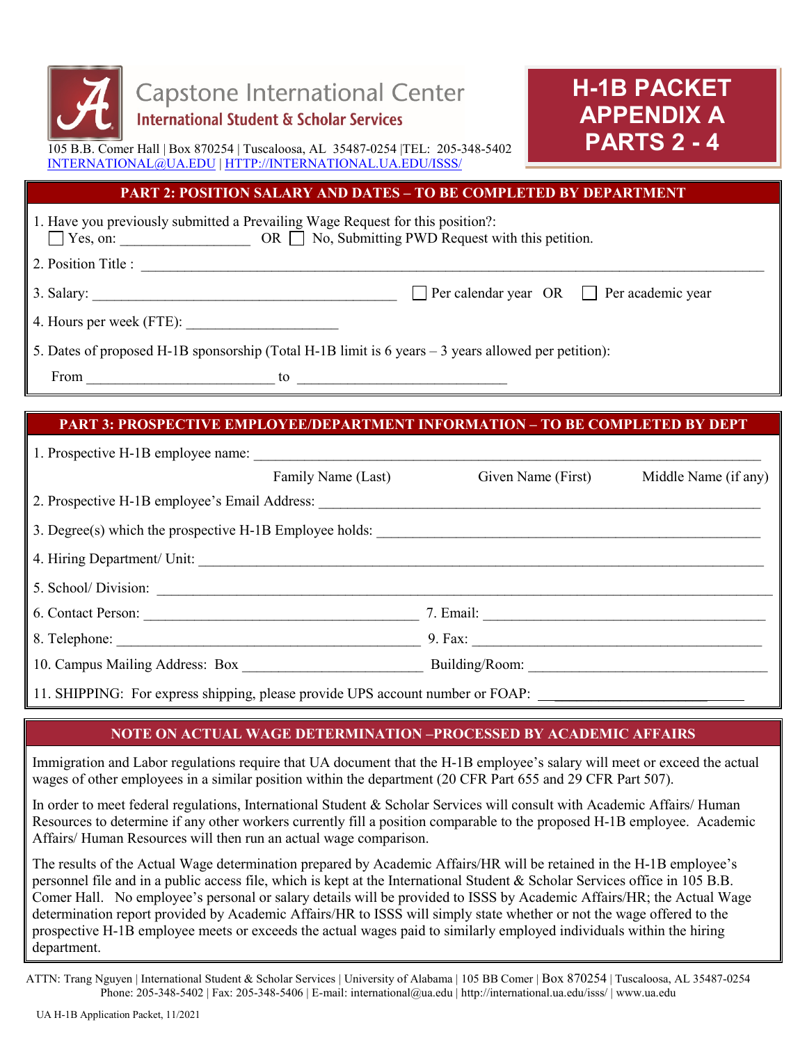Capstone International Center
International Student & Scholar Services

105 B.B. Comer Hall | Box 870254 | Tuscaloosa, AL 35487-0254 |TEL: 205-348-5402
INTERNATIONAL@UA.EDU | HTTP://INTERNATIONAL.UA.EDU/ISSS/

# H-1B PACKET APPENDIX A PARTS 2 - 4

## PART 2: POSITION SALARY AND DATES – TO BE COMPLETED BY DEPARTMENT

1. Have you previously submitted a Prevailing Wage Request for this position?:
   ☐ Yes, on: __________________ OR ☐ No, Submitting PWD Request with this petition.

2. Position Title : ______________________________________________________________________

3. Salary: ____________________________________________ ☐ Per calendar year OR ☐ Per academic year

4. Hours per week (FTE): ____________________

5. Dates of proposed H-1B sponsorship (Total H-1B limit is 6 years – 3 years allowed per petition):

   From _________________________ to ____________________________

## PART 3: PROSPECTIVE EMPLOYEE/DEPARTMENT INFORMATION – TO BE COMPLETED BY DEPT

1. Prospective H-1B employee name: _______________________________________________________
   Family Name (Last) Given Name (First) Middle Name (if any)

2. Prospective H-1B employee's Email Address: _____________________________________________

3. Degree(s) which the prospective H-1B Employee holds: ______________________________________

4. Hiring Department/ Unit: ______________________________________________________________

5. School/ Division: ____________________________________________________________________

6. Contact Person: ______________________________________ 7. Email: ______________________________________

8. Telephone: __________________________________________ 9. Fax: ________________________________________

10. Campus Mailing Address: Box ________________________ Building/Room: ________________________________

11. SHIPPING: For express shipping, please provide UPS account number or FOAP: ________________________

## NOTE ON ACTUAL WAGE DETERMINATION –PROCESSED BY ACADEMIC AFFAIRS

Immigration and Labor regulations require that UA document that the H-1B employee's salary will meet or exceed the actual wages of other employees in a similar position within the department (20 CFR Part 655 and 29 CFR Part 507).

In order to meet federal regulations, International Student & Scholar Services will consult with Academic Affairs/ Human Resources to determine if any other workers currently fill a position comparable to the proposed H-1B employee. Academic Affairs/ Human Resources will then run an actual wage comparison.

The results of the Actual Wage determination prepared by Academic Affairs/HR will be retained in the H-1B employee's personnel file and in a public access file, which is kept at the International Student & Scholar Services office in 105 B.B. Comer Hall. No employee's personal or salary details will be provided to ISSS by Academic Affairs/HR; the Actual Wage determination report provided by Academic Affairs/HR to ISSS will simply state whether or not the wage offered to the prospective H-1B employee meets or exceeds the actual wages paid to similarly employed individuals within the hiring department.

ATTN: Trang Nguyen | International Student & Scholar Services | University of Alabama | 105 BB Comer | Box 870254 | Tuscaloosa, AL 35487-0254
Phone: 205-348-5402 | Fax: 205-348-5406 | E-mail: international@ua.edu | http://international.ua.edu/isss/ | www.ua.edu

UA H-1B Application Packet, 11/2021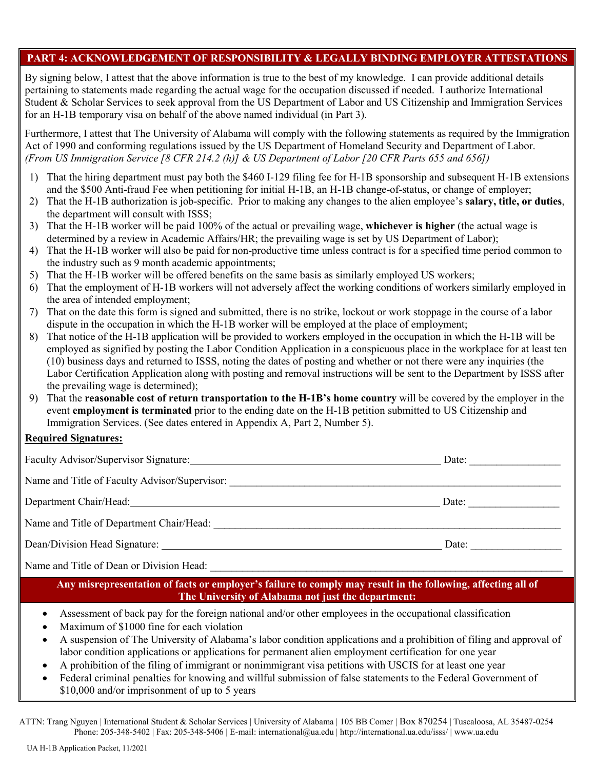## PART 4: ACKNOWLEDGEMENT OF RESPONSIBILITY & LEGALLY BINDING EMPLOYER ATTESTATIONS

By signing below, I attest that the above information is true to the best of my knowledge. I can provide additional details pertaining to statements made regarding the actual wage for the occupation discussed if needed. I authorize International Student & Scholar Services to seek approval from the US Department of Labor and US Citizenship and Immigration Services for an H-1B temporary visa on behalf of the above named individual (in Part 3).

Furthermore, I attest that The University of Alabama will comply with the following statements as required by the Immigration Act of 1990 and conforming regulations issued by the US Department of Homeland Security and Department of Labor. *(From US Immigration Service [8 CFR 214.2 (h)] & US Department of Labor [20 CFR Parts 655 and 656])*

1) That the hiring department must pay both the $460 I-129 filing fee for H-1B sponsorship and subsequent H-1B extensions and the $500 Anti-fraud Fee when petitioning for initial H-1B, an H-1B change-of-status, or change of employer;
2) That the H-1B authorization is job-specific. Prior to making any changes to the alien employee's **salary, title, or duties**, the department will consult with ISSS;
3) That the H-1B worker will be paid 100% of the actual or prevailing wage, **whichever is higher** (the actual wage is determined by a review in Academic Affairs/HR; the prevailing wage is set by US Department of Labor);
4) That the H-1B worker will also be paid for non-productive time unless contract is for a specified time period common to the industry such as 9 month academic appointments;
5) That the H-1B worker will be offered benefits on the same basis as similarly employed US workers;
6) That the employment of H-1B workers will not adversely affect the working conditions of workers similarly employed in the area of intended employment;
7) That on the date this form is signed and submitted, there is no strike, lockout or work stoppage in the course of a labor dispute in the occupation in which the H-1B worker will be employed at the place of employment;
8) That notice of the H-1B application will be provided to workers employed in the occupation in which the H-1B will be employed as signified by posting the Labor Condition Application in a conspicuous place in the workplace for at least ten (10) business days and returned to ISSS, noting the dates of posting and whether or not there were any inquiries (the Labor Certification Application along with posting and removal instructions will be sent to the Department by ISSS after the prevailing wage is determined);
9) That the **reasonable cost of return transportation to the H-1B's home country** will be covered by the employer in the event **employment is terminated** prior to the ending date on the H-1B petition submitted to US Citizenship and Immigration Services. (See dates entered in Appendix A, Part 2, Number 5).

**Required Signatures:**

Faculty Advisor/Supervisor Signature:\_\_\_\_\_\_\_\_\_\_\_\_\_\_\_\_\_\_\_\_\_\_\_\_\_\_\_\_\_\_\_\_\_\_\_\_\_\_\_\_ Date: \_\_\_\_\_\_\_\_\_\_\_\_\_\_

Name and Title of Faculty Advisor/Supervisor: \_\_\_\_\_\_\_\_\_\_\_\_\_\_\_\_\_\_\_\_\_\_\_\_\_\_\_\_\_\_\_\_\_\_\_\_\_\_\_\_\_\_\_\_\_\_\_\_

Department Chair/Head:\_\_\_\_\_\_\_\_\_\_\_\_\_\_\_\_\_\_\_\_\_\_\_\_\_\_\_\_\_\_\_\_\_\_\_\_\_\_\_\_\_\_\_\_\_\_ Date: \_\_\_\_\_\_\_\_\_\_\_\_\_\_

Name and Title of Department Chair/Head: \_\_\_\_\_\_\_\_\_\_\_\_\_\_\_\_\_\_\_\_\_\_\_\_\_\_\_\_\_\_\_\_\_\_\_\_\_\_\_\_\_\_\_\_\_\_\_\_\_\_

Dean/Division Head Signature: \_\_\_\_\_\_\_\_\_\_\_\_\_\_\_\_\_\_\_\_\_\_\_\_\_\_\_\_\_\_\_\_\_\_\_\_\_\_\_\_\_\_\_ Date: \_\_\_\_\_\_\_\_\_\_\_\_\_\_

Name and Title of Dean or Division Head: \_\_\_\_\_\_\_\_\_\_\_\_\_\_\_\_\_\_\_\_\_\_\_\_\_\_\_\_\_\_\_\_\_\_\_\_\_\_\_\_\_\_\_\_\_\_\_\_\_\_\_

**Any misrepresentation of facts or employer's failure to comply may result in the following, affecting all of The University of Alabama not just the department:**

- Assessment of back pay for the foreign national and/or other employees in the occupational classification
- Maximum of $1000 fine for each violation
- A suspension of The University of Alabama's labor condition applications and a prohibition of filing and approval of labor condition applications or applications for permanent alien employment certification for one year
- A prohibition of the filing of immigrant or nonimmigrant visa petitions with USCIS for at least one year
- Federal criminal penalties for knowing and willful submission of false statements to the Federal Government of $10,000 and/or imprisonment of up to 5 years

ATTN: Trang Nguyen | International Student & Scholar Services | University of Alabama | 105 BB Comer | Box 870254 | Tuscaloosa, AL 35487-0254
Phone: 205-348-5402 | Fax: 205-348-5406 | E-mail: international@ua.edu | http://international.ua.edu/isss/ | www.ua.edu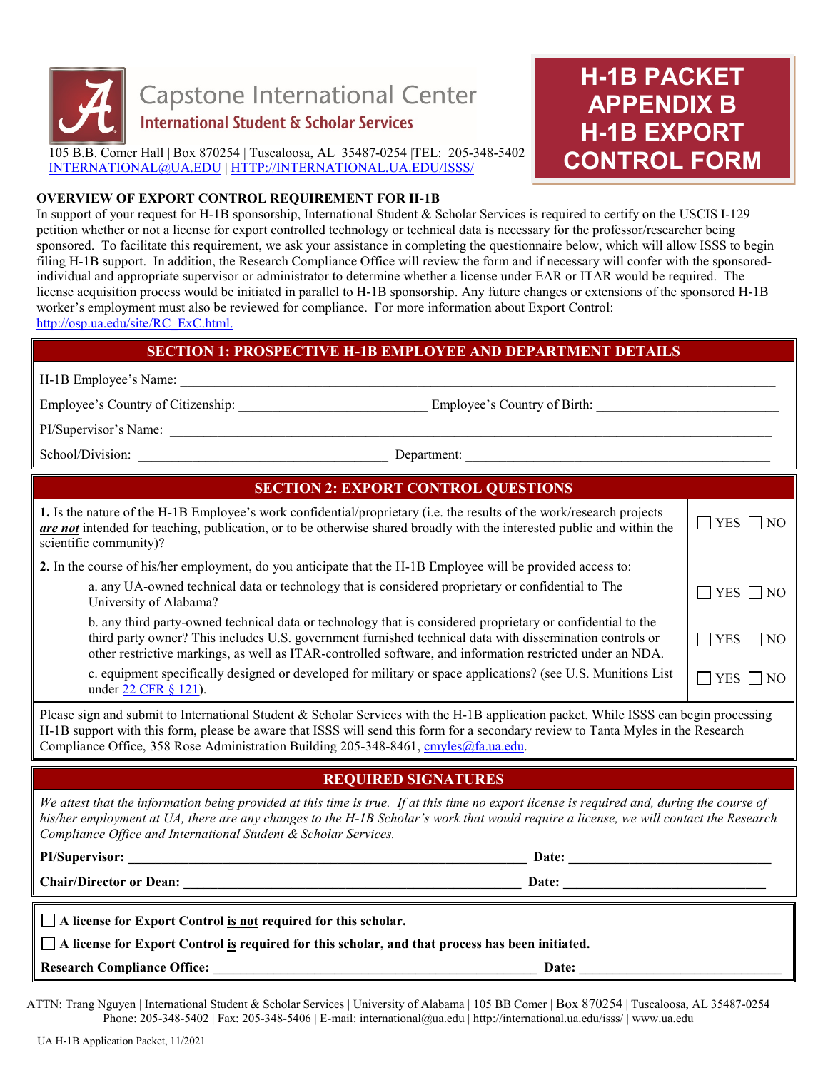Capstone International Center
**International Student & Scholar Services**

105 B.B. Comer Hall | Box 870254 | Tuscaloosa, AL 35487-0254 |TEL: 205-348-5402
INTERNATIONAL@UA.EDU | HTTP://INTERNATIONAL.UA.EDU/ISSS/

# H-1B PACKET APPENDIX B H-1B EXPORT CONTROL FORM

**OVERVIEW OF EXPORT CONTROL REQUIREMENT FOR H-1B**

In support of your request for H-1B sponsorship, International Student & Scholar Services is required to certify on the USCIS I-129 petition whether or not a license for export controlled technology or technical data is necessary for the professor/researcher being sponsored. To facilitate this requirement, we ask your assistance in completing the questionnaire below, which will allow ISSS to begin filing H-1B support. In addition, the Research Compliance Office will review the form and if necessary will confer with the sponsored-individual and appropriate supervisor or administrator to determine whether a license under EAR or ITAR would be required. The license acquisition process would be initiated in parallel to H-1B sponsorship. Any future changes or extensions of the sponsored H-1B worker's employment must also be reviewed for compliance. For more information about Export Control: http://osp.ua.edu/site/RC_ExC.html.

## SECTION 1: PROSPECTIVE H-1B EMPLOYEE AND DEPARTMENT DETAILS

H-1B Employee's Name: ______________________________

Employee's Country of Citizenship: ______________________ Employee's Country of Birth: ______________________

PI/Supervisor's Name: ______________________________

School/Division: ______________________ Department: ______________________

## SECTION 2: EXPORT CONTROL QUESTIONS

| Question | Answer |
|---|---|
| **1.** Is the nature of the H-1B Employee's work confidential/proprietary (i.e. the results of the work/research projects ***are not*** intended for teaching, publication, or to be otherwise shared broadly with the interested public and within the scientific community)? | ☐ YES ☐ NO |
| **2.** In the course of his/her employment, do you anticipate that the H-1B Employee will be provided access to: | |
| a. any UA-owned technical data or technology that is considered proprietary or confidential to The University of Alabama? | ☐ YES ☐ NO |
| b. any third party-owned technical data or technology that is considered proprietary or confidential to the third party owner? This includes U.S. government furnished technical data with dissemination controls or other restrictive markings, as well as ITAR-controlled software, and information restricted under an NDA. | ☐ YES ☐ NO |
| c. equipment specifically designed or developed for military or space applications? (see U.S. Munitions List under 22 CFR § 121). | ☐ YES ☐ NO |

Please sign and submit to International Student & Scholar Services with the H-1B application packet. While ISSS can begin processing H-1B support with this form, please be aware that ISSS will send this form for a secondary review to Tanta Myles in the Research Compliance Office, 358 Rose Administration Building 205-348-8461, cmyles@fa.ua.edu.

## REQUIRED SIGNATURES

*We attest that the information being provided at this time is true. If at this time no export license is required and, during the course of his/her employment at UA, there are any changes to the H-1B Scholar's work that would require a license, we will contact the Research Compliance Office and International Student & Scholar Services.*

**PI/Supervisor:** ______________________________ **Date:** ______________

**Chair/Director or Dean:** ______________________________ **Date:** ______________

☐ **A license for Export Control is not required for this scholar.**

☐ **A license for Export Control is required for this scholar, and that process has been initiated.**

**Research Compliance Office:** ______________________________ **Date:** ______________

ATTN: Trang Nguyen | International Student & Scholar Services | University of Alabama | 105 BB Comer | Box 870254 | Tuscaloosa, AL 35487-0254
Phone: 205-348-5402 | Fax: 205-348-5406 | E-mail: international@ua.edu | http://international.ua.edu/isss/ | www.ua.edu

UA H-1B Application Packet, 11/2021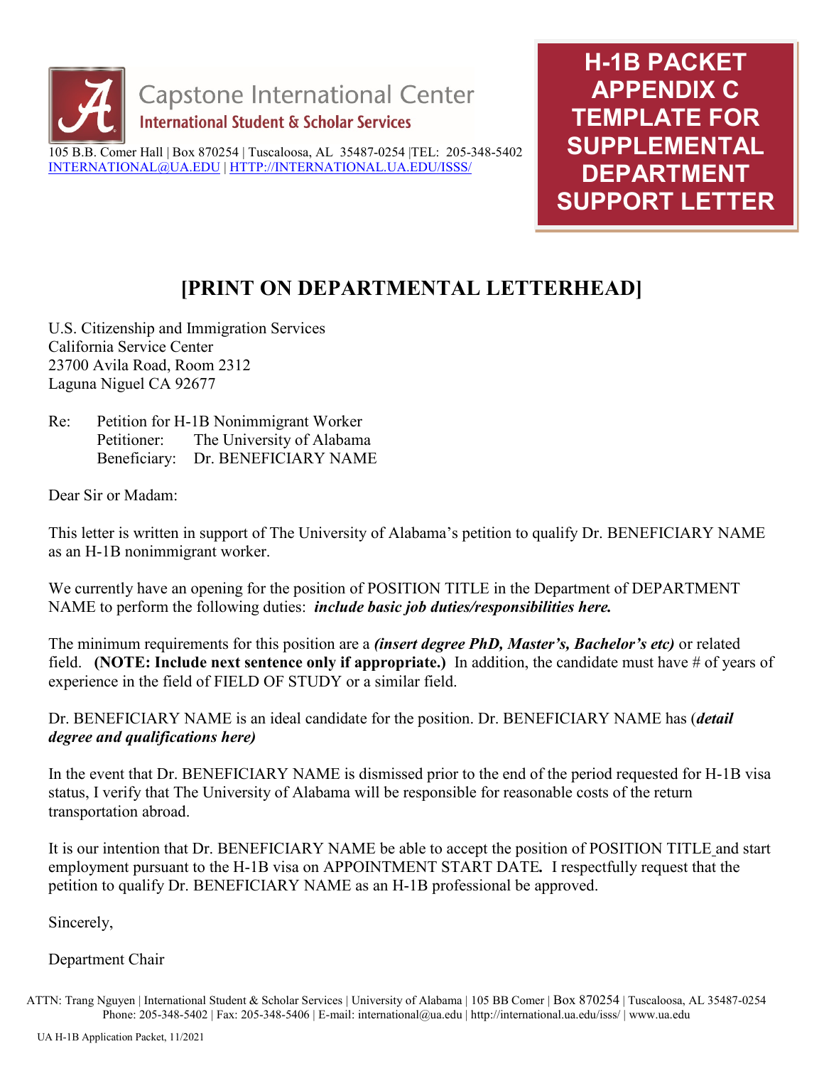Capstone International Center
**International Student & Scholar Services**

105 B.B. Comer Hall | Box 870254 | Tuscaloosa, AL 35487-0254 |TEL: 205-348-5402
INTERNATIONAL@UA.EDU | HTTP://INTERNATIONAL.UA.EDU/ISSS/

**H-1B PACKET APPENDIX C TEMPLATE FOR SUPPLEMENTAL DEPARTMENT SUPPORT LETTER**

# [PRINT ON DEPARTMENTAL LETTERHEAD]

U.S. Citizenship and Immigration Services
California Service Center
23700 Avila Road, Room 2312
Laguna Niguel CA 92677

Re: Petition for H-1B Nonimmigrant Worker
Petitioner: The University of Alabama
Beneficiary: Dr. BENEFICIARY NAME

Dear Sir or Madam:

This letter is written in support of The University of Alabama's petition to qualify Dr. BENEFICIARY NAME as an H-1B nonimmigrant worker.

We currently have an opening for the position of POSITION TITLE in the Department of DEPARTMENT NAME to perform the following duties: ***include basic job duties/responsibilities here.***

The minimum requirements for this position are a ***(insert degree PhD, Master's, Bachelor's etc)*** or related field. **(NOTE: Include next sentence only if appropriate.)** In addition, the candidate must have # of years of experience in the field of FIELD OF STUDY or a similar field.

Dr. BENEFICIARY NAME is an ideal candidate for the position. Dr. BENEFICIARY NAME has (***detail degree and qualifications here)***

In the event that Dr. BENEFICIARY NAME is dismissed prior to the end of the period requested for H-1B visa status, I verify that The University of Alabama will be responsible for reasonable costs of the return transportation abroad.

It is our intention that Dr. BENEFICIARY NAME be able to accept the position of POSITION TITLE and start employment pursuant to the H-1B visa on APPOINTMENT START DATE**.** I respectfully request that the petition to qualify Dr. BENEFICIARY NAME as an H-1B professional be approved.

Sincerely,

Department Chair

ATTN: Trang Nguyen | International Student & Scholar Services | University of Alabama | 105 BB Comer | Box 870254 | Tuscaloosa, AL 35487-0254
Phone: 205-348-5402 | Fax: 205-348-5406 | E-mail: international@ua.edu | http://international.ua.edu/isss/ | www.ua.edu

UA H-1B Application Packet, 11/2021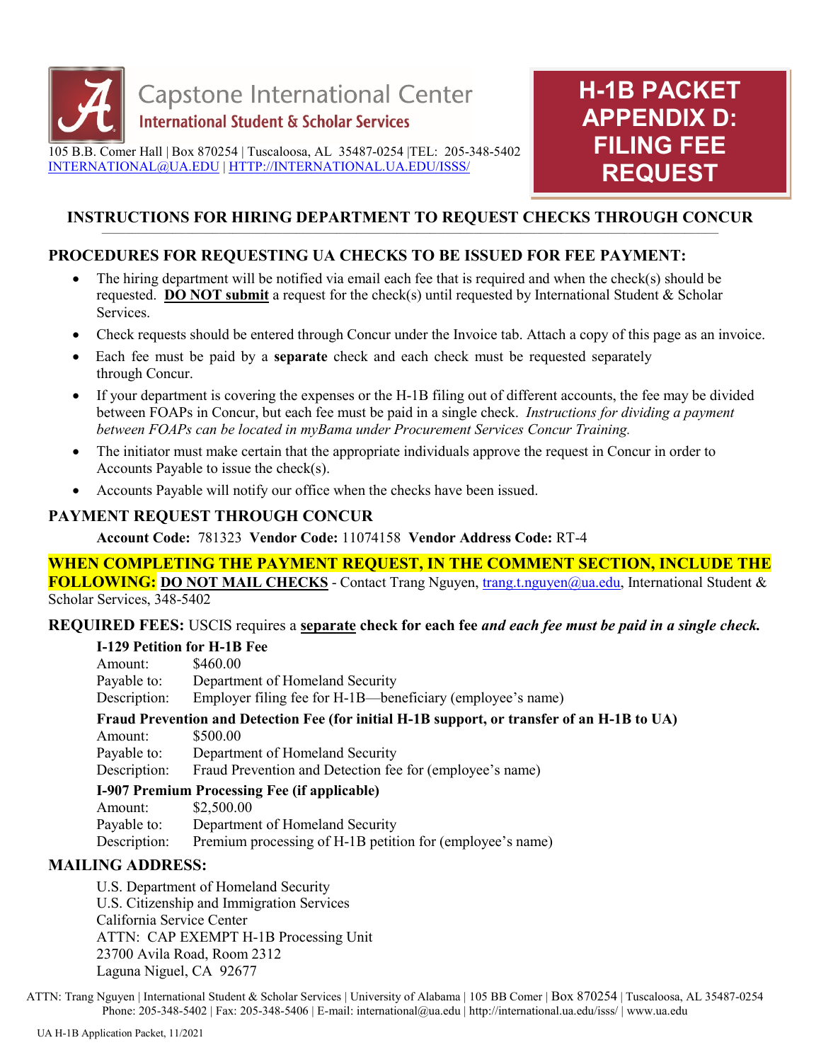Capstone International Center
**International Student & Scholar Services**

105 B.B. Comer Hall | Box 870254 | Tuscaloosa, AL 35487-0254 |TEL: 205-348-5402
INTERNATIONAL@UA.EDU | HTTP://INTERNATIONAL.UA.EDU/ISSS/

# H-1B PACKET APPENDIX D: FILING FEE REQUEST

## INSTRUCTIONS FOR HIRING DEPARTMENT TO REQUEST CHECKS THROUGH CONCUR

### PROCEDURES FOR REQUESTING UA CHECKS TO BE ISSUED FOR FEE PAYMENT:

- The hiring department will be notified via email each fee that is required and when the check(s) should be requested. **DO NOT submit** a request for the check(s) until requested by International Student & Scholar Services.
- Check requests should be entered through Concur under the Invoice tab. Attach a copy of this page as an invoice.
- Each fee must be paid by a **separate** check and each check must be requested separately through Concur.
- If your department is covering the expenses or the H-1B filing out of different accounts, the fee may be divided between FOAPs in Concur, but each fee must be paid in a single check. *Instructions for dividing a payment between FOAPs can be located in myBama under Procurement Services Concur Training.*
- The initiator must make certain that the appropriate individuals approve the request in Concur in order to Accounts Payable to issue the check(s).
- Accounts Payable will notify our office when the checks have been issued.

### PAYMENT REQUEST THROUGH CONCUR

**Account Code:** 781323 **Vendor Code:** 11074158 **Vendor Address Code:** RT-4

**WHEN COMPLETING THE PAYMENT REQUEST, IN THE COMMENT SECTION, INCLUDE THE FOLLOWING:** **DO NOT MAIL CHECKS** - Contact Trang Nguyen, trang.t.nguyen@ua.edu, International Student & Scholar Services, 348-5402

**REQUIRED FEES:** USCIS requires a **separate check for each fee** ***and each fee must be paid in a single check.***

**I-129 Petition for H-1B Fee**
Amount: $460.00
Payable to: Department of Homeland Security
Description: Employer filing fee for H-1B—beneficiary (employee's name)

**Fraud Prevention and Detection Fee (for initial H-1B support, or transfer of an H-1B to UA)**
Amount: $500.00
Payable to: Department of Homeland Security
Description: Fraud Prevention and Detection fee for (employee's name)

**I-907 Premium Processing Fee (if applicable)**
Amount: $2,500.00
Payable to: Department of Homeland Security
Description: Premium processing of H-1B petition for (employee's name)

### MAILING ADDRESS:

U.S. Department of Homeland Security
U.S. Citizenship and Immigration Services
California Service Center
ATTN: CAP EXEMPT H-1B Processing Unit
23700 Avila Road, Room 2312
Laguna Niguel, CA 92677

ATTN: Trang Nguyen | International Student & Scholar Services | University of Alabama | 105 BB Comer | Box 870254 | Tuscaloosa, AL 35487-0254
Phone: 205-348-5402 | Fax: 205-348-5406 | E-mail: international@ua.edu | http://international.ua.edu/isss/ | www.ua.edu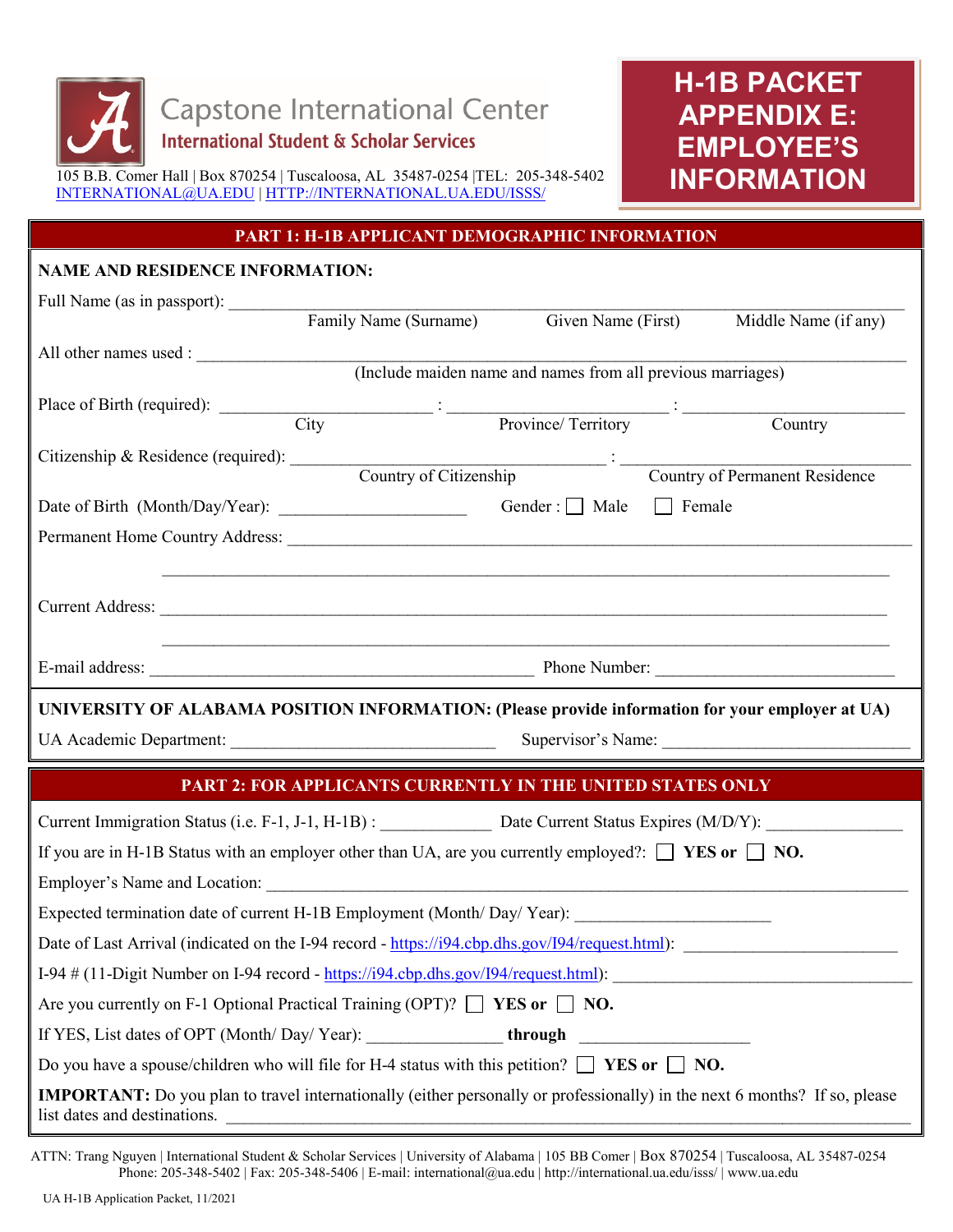Capstone International Center
**International Student & Scholar Services**

105 B.B. Comer Hall | Box 870254 | Tuscaloosa, AL 35487-0254 |TEL: 205-348-5402
INTERNATIONAL@UA.EDU | HTTP://INTERNATIONAL.UA.EDU/ISSS/

# H-1B PACKET APPENDIX E: EMPLOYEE'S INFORMATION

## PART 1: H-1B APPLICANT DEMOGRAPHIC INFORMATION

**NAME AND RESIDENCE INFORMATION:**

Full Name (as in passport): ______________________________________________
Family Name (Surname) Given Name (First) Middle Name (if any)

All other names used : ______________________________________________
(Include maiden name and names from all previous marriages)

Place of Birth (required): ____________ : ____________ : ____________
City Province/ Territory Country

Citizenship & Residence (required): ____________________ : ____________________
Country of Citizenship Country of Permanent Residence

Date of Birth (Month/Day/Year): ____________________ Gender : ☐ Male ☐ Female

Permanent Home Country Address: ______________________________________________

______________________________________________

Current Address: ______________________________________________

______________________________________________

E-mail address: ______________________ Phone Number: ______________________

**UNIVERSITY OF ALABAMA POSITION INFORMATION: (Please provide information for your employer at UA)**

UA Academic Department: ______________________ Supervisor's Name: ______________________

## PART 2: FOR APPLICANTS CURRENTLY IN THE UNITED STATES ONLY

Current Immigration Status (i.e. F-1, J-1, H-1B) : ____________ Date Current Status Expires (M/D/Y): ____________

If you are in H-1B Status with an employer other than UA, are you currently employed?: ☐ **YES or** ☐ **NO.**

Employer's Name and Location: ______________________________________________

Expected termination date of current H-1B Employment (Month/ Day/ Year): ______________________

Date of Last Arrival (indicated on the I-94 record - https://i94.cbp.dhs.gov/I94/request.html): ______________________

I-94 # (11-Digit Number on I-94 record - https://i94.cbp.dhs.gov/I94/request.html): ______________________

Are you currently on F-1 Optional Practical Training (OPT)? ☐ **YES or** ☐ **NO.**

If YES, List dates of OPT (Month/ Day/ Year): ____________ **through** ____________

Do you have a spouse/children who will file for H-4 status with this petition? ☐ **YES or** ☐ **NO.**

**IMPORTANT:** Do you plan to travel internationally (either personally or professionally) in the next 6 months? If so, please list dates and destinations. ______________________________________________

ATTN: Trang Nguyen | International Student & Scholar Services | University of Alabama | 105 BB Comer | Box 870254 | Tuscaloosa, AL 35487-0254
Phone: 205-348-5402 | Fax: 205-348-5406 | E-mail: international@ua.edu | http://international.ua.edu/isss/ | www.ua.edu

UA H-1B Application Packet, 11/2021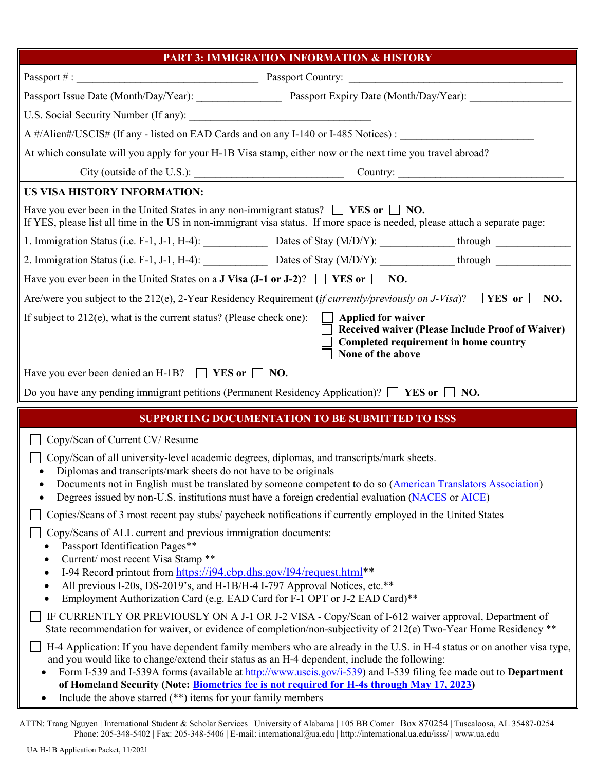## PART 3: IMMIGRATION INFORMATION & HISTORY

Passport # : ___________________________________ Passport Country: _________________________________________

Passport Issue Date (Month/Day/Year): ________________ Passport Expiry Date (Month/Day/Year): ___________________

U.S. Social Security Number (If any): ___________________________________

A #/Alien#/USCIS# (If any - listed on EAD Cards and on any I-140 or I-485 Notices) : _________________________

At which consulate will you apply for your H-1B Visa stamp, either now or the next time you travel abroad?

City (outside of the U.S.): ____________________________ Country: ________________________________

**US VISA HISTORY INFORMATION:**

Have you ever been in the United States in any non-immigrant status? ☐ **YES or** ☐ **NO.**
If YES, please list all time in the US in non-immigrant visa status. If more space is needed, please attach a separate page:

1. Immigration Status (i.e. F-1, J-1, H-4): ____________ Dates of Stay (M/D/Y): ______________ through ______________
2. Immigration Status (i.e. F-1, J-1, H-4): ____________ Dates of Stay (M/D/Y): ______________ through ______________

Have you ever been in the United States on a **J Visa (J-1 or J-2)**? ☐ **YES or** ☐ **NO.**

Are/were you subject to the 212(e), 2-Year Residency Requirement (*if currently/previously on J-Visa*)? ☐ **YES or** ☐ **NO.**

If subject to 212(e), what is the current status? (Please check one):

☐ **Applied for waiver**
☐ **Received waiver (Please Include Proof of Waiver)**
☐ **Completed requirement in home country**
☐ **None of the above**

Have you ever been denied an H-1B? ☐ **YES or** ☐ **NO.**

Do you have any pending immigrant petitions (Permanent Residency Application)? ☐ **YES or** ☐ **NO.**

## SUPPORTING DOCUMENTATION TO BE SUBMITTED TO ISSS

☐ Copy/Scan of Current CV/ Resume

☐ Copy/Scan of all university-level academic degrees, diplomas, and transcripts/mark sheets.

- Diplomas and transcripts/mark sheets do not have to be originals
- Documents not in English must be translated by someone competent to do so (American Translators Association)
- Degrees issued by non-U.S. institutions must have a foreign credential evaluation (NACES or AICE)

☐ Copies/Scans of 3 most recent pay stubs/ paycheck notifications if currently employed in the United States

☐ Copy/Scans of ALL current and previous immigration documents:

- Passport Identification Pages**
- Current/ most recent Visa Stamp **
- I-94 Record printout from https://i94.cbp.dhs.gov/I94/request.html**
- All previous I-20s, DS-2019's, and H-1B/H-4 I-797 Approval Notices, etc.**
- Employment Authorization Card (e.g. EAD Card for F-1 OPT or J-2 EAD Card)**

☐ IF CURRENTLY OR PREVIOUSLY ON A J-1 OR J-2 VISA - Copy/Scan of I-612 waiver approval, Department of State recommendation for waiver, or evidence of completion/non-subjectivity of 212(e) Two-Year Home Residency **

☐ H-4 Application: If you have dependent family members who are already in the U.S. in H-4 status or on another visa type, and you would like to change/extend their status as an H-4 dependent, include the following:

- Form I-539 and I-539A forms (available at http://www.uscis.gov/i-539) and I-539 filing fee made out to **Department of Homeland Security (Note: Biometrics fee is not required for H-4s through May 17, 2023)**
- Include the above starred (**) items for your family members

ATTN: Trang Nguyen | International Student & Scholar Services | University of Alabama | 105 BB Comer | Box 870254 | Tuscaloosa, AL 35487-0254
Phone: 205-348-5402 | Fax: 205-348-5406 | E-mail: international@ua.edu | http://international.ua.edu/isss/ | www.ua.edu

UA H-1B Application Packet, 11/2021